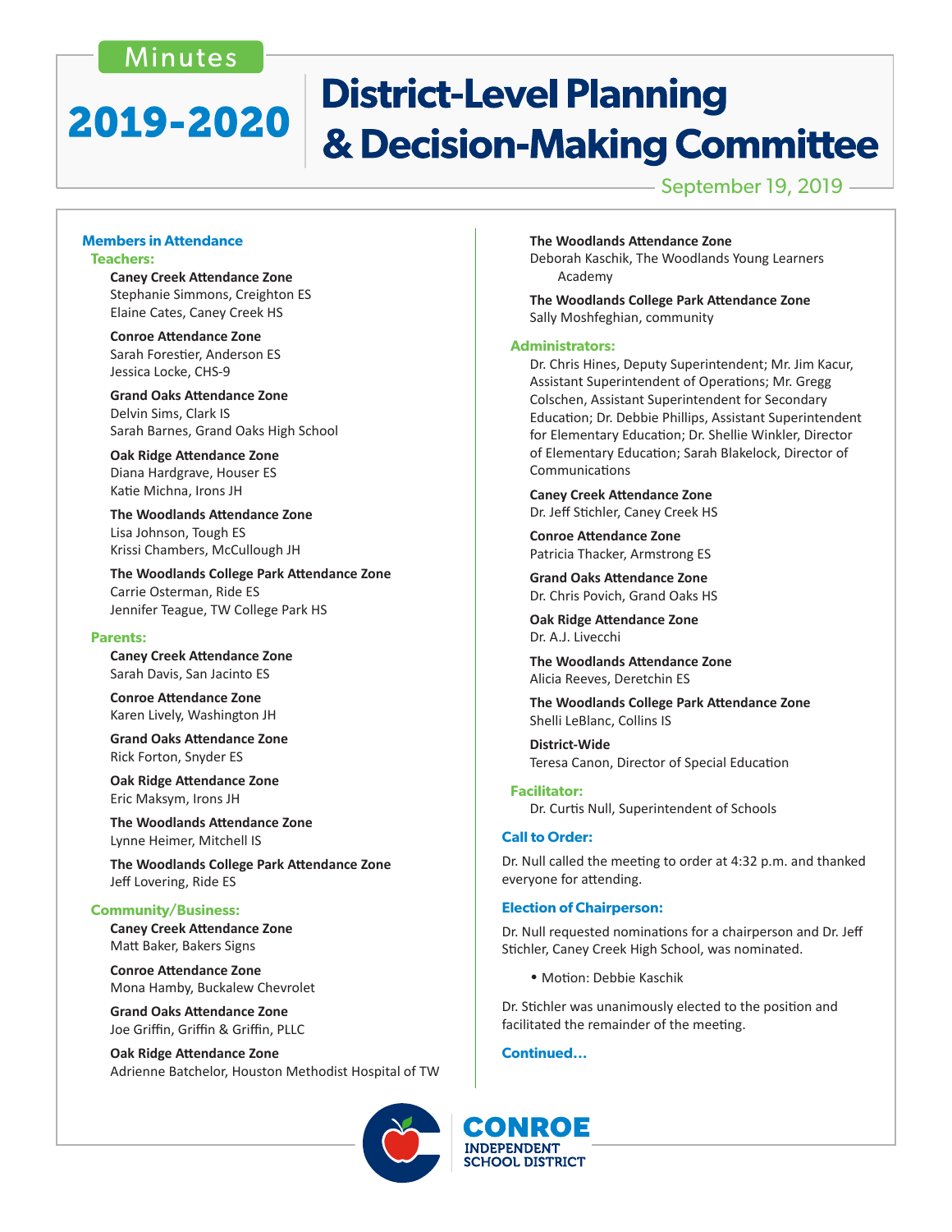Minutes

# 2019-2020 District-Level Planning & Decision-Making Committee

September 19, 2019

## Members in Attendance

### Teachers:

**Caney Creek Attendance Zone**
Stephanie Simmons, Creighton ES
Elaine Cates, Caney Creek HS

**Conroe Attendance Zone**
Sarah Forestier, Anderson ES
Jessica Locke, CHS-9

**Grand Oaks Attendance Zone**
Delvin Sims, Clark IS
Sarah Barnes, Grand Oaks High School

**Oak Ridge Attendance Zone**
Diana Hardgrave, Houser ES
Katie Michna, Irons JH

**The Woodlands Attendance Zone**
Lisa Johnson, Tough ES
Krissi Chambers, McCullough JH

**The Woodlands College Park Attendance Zone**
Carrie Osterman, Ride ES
Jennifer Teague, TW College Park HS

### Parents:

**Caney Creek Attendance Zone**
Sarah Davis, San Jacinto ES

**Conroe Attendance Zone**
Karen Lively, Washington JH

**Grand Oaks Attendance Zone**
Rick Forton, Snyder ES

**Oak Ridge Attendance Zone**
Eric Maksym, Irons JH

**The Woodlands Attendance Zone**
Lynne Heimer, Mitchell IS

**The Woodlands College Park Attendance Zone**
Jeff Lovering, Ride ES

### Community/Business:

**Caney Creek Attendance Zone**
Matt Baker, Bakers Signs

**Conroe Attendance Zone**
Mona Hamby, Buckalew Chevrolet

**Grand Oaks Attendance Zone**
Joe Griffin, Griffin & Griffin, PLLC

**Oak Ridge Attendance Zone**
Adrienne Batchelor, Houston Methodist Hospital of TW

**The Woodlands Attendance Zone**
Deborah Kaschik, The Woodlands Young Learners Academy

**The Woodlands College Park Attendance Zone**
Sally Moshfeghian, community

### Administrators:

Dr. Chris Hines, Deputy Superintendent; Mr. Jim Kacur, Assistant Superintendent of Operations; Mr. Gregg Colschen, Assistant Superintendent for Secondary Education; Dr. Debbie Phillips, Assistant Superintendent for Elementary Education; Dr. Shellie Winkler, Director of Elementary Education; Sarah Blakelock, Director of Communications

**Caney Creek Attendance Zone**
Dr. Jeff Stichler, Caney Creek HS

**Conroe Attendance Zone**
Patricia Thacker, Armstrong ES

**Grand Oaks Attendance Zone**
Dr. Chris Povich, Grand Oaks HS

**Oak Ridge Attendance Zone**
Dr. A.J. Livecchi

**The Woodlands Attendance Zone**
Alicia Reeves, Deretchin ES

**The Woodlands College Park Attendance Zone**
Shelli LeBlanc, Collins IS

**District-Wide**
Teresa Canon, Director of Special Education

### Facilitator:

Dr. Curtis Null, Superintendent of Schools

## Call to Order:

Dr. Null called the meeting to order at 4:32 p.m. and thanked everyone for attending.

## Election of Chairperson:

Dr. Null requested nominations for a chairperson and Dr. Jeff Stichler, Caney Creek High School, was nominated.

- Motion: Debbie Kaschik

Dr. Stichler was unanimously elected to the position and facilitated the remainder of the meeting.

**Continued…**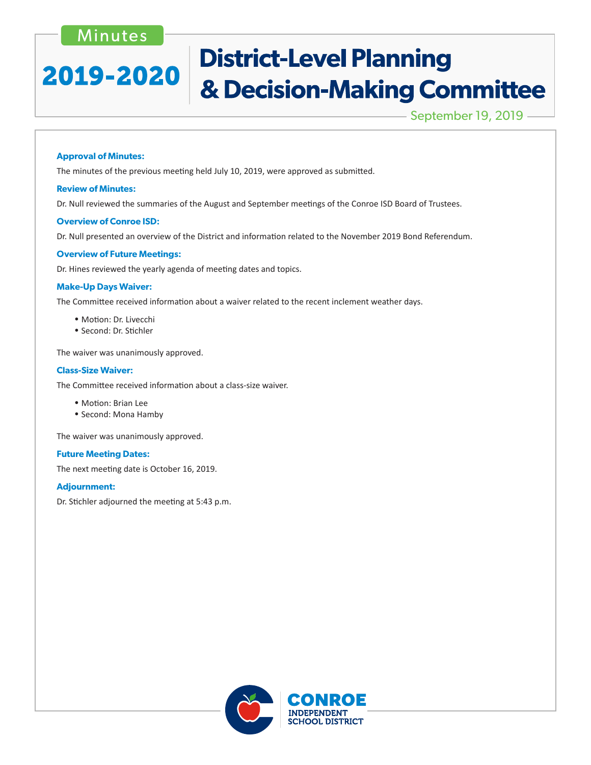Minutes

# 2019-2020 District-Level Planning & Decision-Making Committee

September 19, 2019

### Approval of Minutes:

The minutes of the previous meeting held July 10, 2019, were approved as submitted.

### Review of Minutes:

Dr. Null reviewed the summaries of the August and September meetings of the Conroe ISD Board of Trustees.

### Overview of Conroe ISD:

Dr. Null presented an overview of the District and information related to the November 2019 Bond Referendum.

### Overview of Future Meetings:

Dr. Hines reviewed the yearly agenda of meeting dates and topics.

### Make-Up Days Waiver:

The Committee received information about a waiver related to the recent inclement weather days.

- Motion: Dr. Livecchi
- Second: Dr. Stichler

The waiver was unanimously approved.

### Class-Size Waiver:

The Committee received information about a class-size waiver.

- Motion: Brian Lee
- Second: Mona Hamby

The waiver was unanimously approved.

### Future Meeting Dates:

The next meeting date is October 16, 2019.

### Adjournment:

Dr. Stichler adjourned the meeting at 5:43 p.m.

CONROE INDEPENDENT SCHOOL DISTRICT